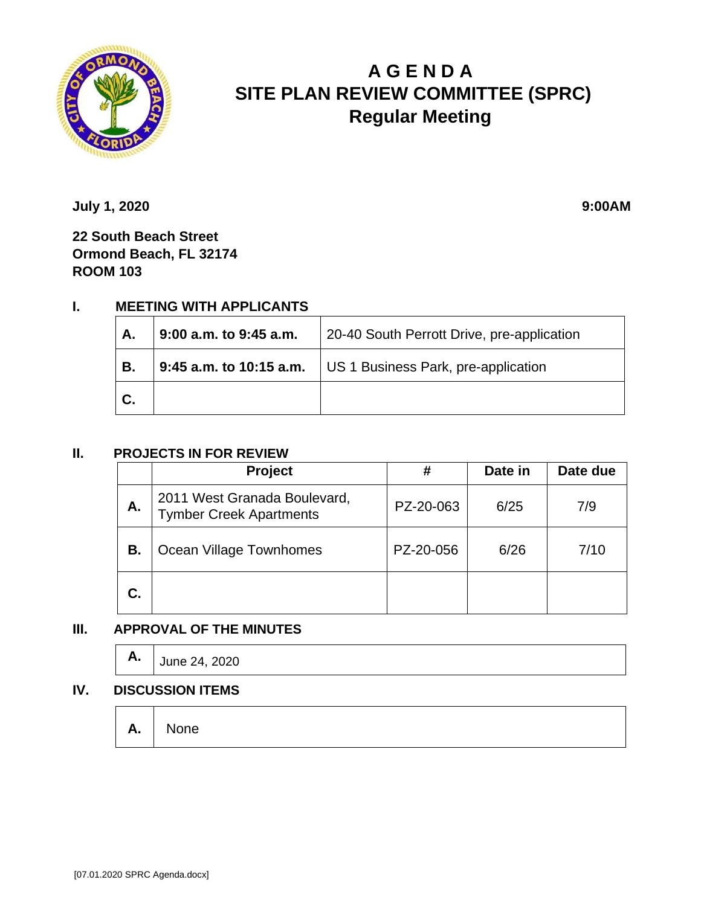# A G E N D A
# SITE PLAN REVIEW COMMITTEE (SPRC)
## Regular Meeting

**July 1, 2020** **9:00AM**

**22 South Beach Street**
**Ormond Beach, FL 32174**
**ROOM 103**

## I. MEETING WITH APPLICANTS

| | | |
|---|---|---|
| **A.** | **9:00 a.m. to 9:45 a.m.** | 20-40 South Perrott Drive, pre-application |
| **B.** | **9:45 a.m. to 10:15 a.m.** | US 1 Business Park, pre-application |
| **C.** | | |

## II. PROJECTS IN FOR REVIEW

| | Project | # | Date in | Date due |
|---|---|---|---|---|
| **A.** | 2011 West Granada Boulevard, Tymber Creek Apartments | PZ-20-063 | 6/25 | 7/9 |
| **B.** | Ocean Village Townhomes | PZ-20-056 | 6/26 | 7/10 |
| **C.** | | | | |

## III. APPROVAL OF THE MINUTES

| | |
|---|---|
| **A.** | June 24, 2020 |

## IV. DISCUSSION ITEMS

| | |
|---|---|
| **A.** | None |

[07.01.2020 SPRC Agenda.docx]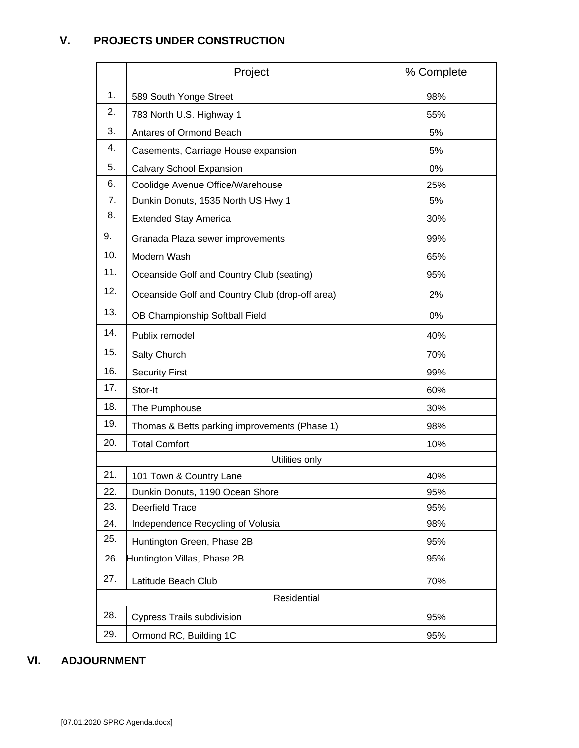## V. PROJECTS UNDER CONSTRUCTION

| | Project | % Complete |
|---|---|---|
| 1. | 589 South Yonge Street | 98% |
| 2. | 783 North U.S. Highway 1 | 55% |
| 3. | Antares of Ormond Beach | 5% |
| 4. | Casements, Carriage House expansion | 5% |
| 5. | Calvary School Expansion | 0% |
| 6. | Coolidge Avenue Office/Warehouse | 25% |
| 7. | Dunkin Donuts, 1535 North US Hwy 1 | 5% |
| 8. | Extended Stay America | 30% |
| 9. | Granada Plaza sewer improvements | 99% |
| 10. | Modern Wash | 65% |
| 11. | Oceanside Golf and Country Club (seating) | 95% |
| 12. | Oceanside Golf and Country Club (drop-off area) | 2% |
| 13. | OB Championship Softball Field | 0% |
| 14. | Publix remodel | 40% |
| 15. | Salty Church | 70% |
| 16. | Security First | 99% |
| 17. | Stor-It | 60% |
| 18. | The Pumphouse | 30% |
| 19. | Thomas & Betts parking improvements (Phase 1) | 98% |
| 20. | Total Comfort | 10% |
| | Utilities only | |
| 21. | 101 Town & Country Lane | 40% |
| 22. | Dunkin Donuts, 1190 Ocean Shore | 95% |
| 23. | Deerfield Trace | 95% |
| 24. | Independence Recycling of Volusia | 98% |
| 25. | Huntington Green, Phase 2B | 95% |
| 26. | Huntington Villas, Phase 2B | 95% |
| 27. | Latitude Beach Club | 70% |
| | Residential | |
| 28. | Cypress Trails subdivision | 95% |
| 29. | Ormond RC, Building 1C | 95% |

## VI. ADJOURNMENT

[07.01.2020 SPRC Agenda.docx]